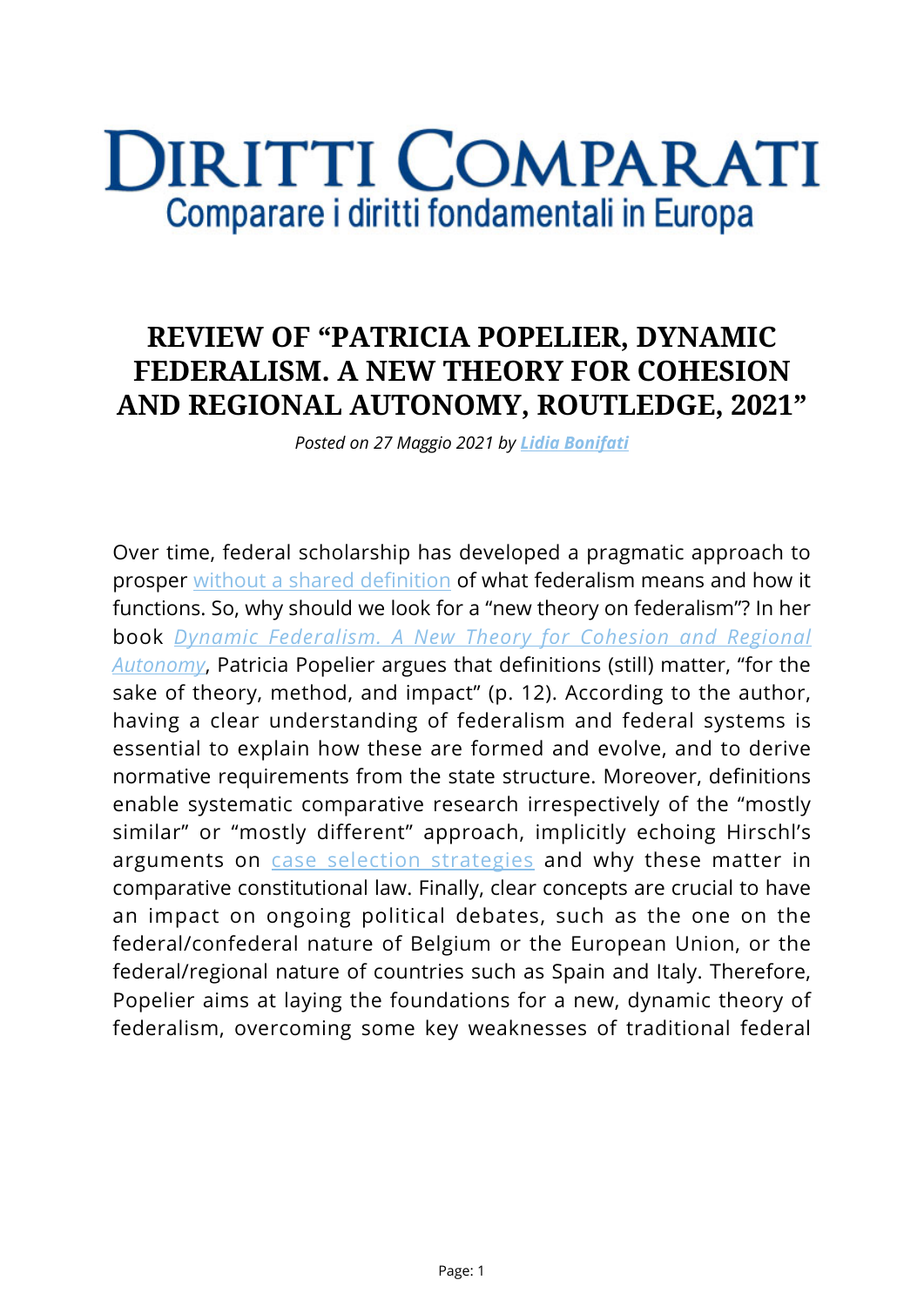# Diritti Comparati

Comparare i diritti fondamentali in Europa

## REVIEW OF "PATRICIA POPELIER, DYNAMIC FEDERALISM. A NEW THEORY FOR COHESION AND REGIONAL AUTONOMY, ROUTLEDGE, 2021"

*Posted on 27 Maggio 2021 by **Lidia Bonifati***

Over time, federal scholarship has developed a pragmatic approach to prosper without a shared definition of what federalism means and how it functions. So, why should we look for a "new theory on federalism"? In her book *Dynamic Federalism. A New Theory for Cohesion and Regional Autonomy*, Patricia Popelier argues that definitions (still) matter, "for the sake of theory, method, and impact" (p. 12). According to the author, having a clear understanding of federalism and federal systems is essential to explain how these are formed and evolve, and to derive normative requirements from the state structure. Moreover, definitions enable systematic comparative research irrespectively of the "mostly similar" or "mostly different" approach, implicitly echoing Hirschl's arguments on case selection strategies and why these matter in comparative constitutional law. Finally, clear concepts are crucial to have an impact on ongoing political debates, such as the one on the federal/confederal nature of Belgium or the European Union, or the federal/regional nature of countries such as Spain and Italy. Therefore, Popelier aims at laying the foundations for a new, dynamic theory of federalism, overcoming some key weaknesses of traditional federal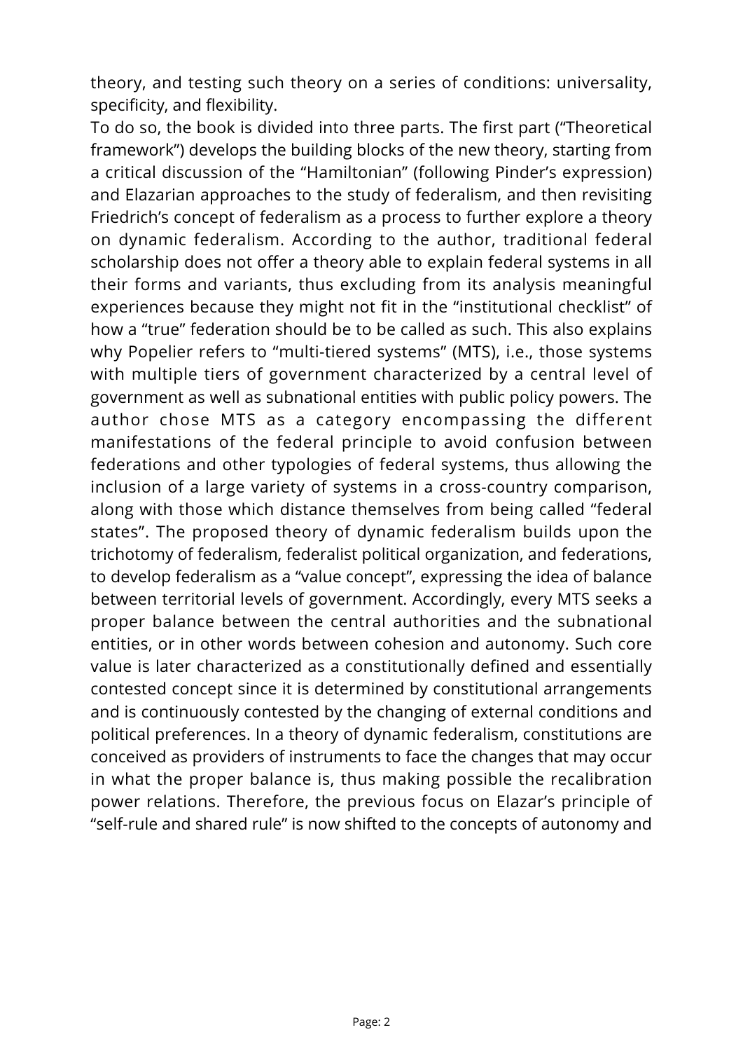theory, and testing such theory on a series of conditions: universality, specificity, and flexibility.

To do so, the book is divided into three parts. The first part ("Theoretical framework") develops the building blocks of the new theory, starting from a critical discussion of the "Hamiltonian" (following Pinder's expression) and Elazarian approaches to the study of federalism, and then revisiting Friedrich's concept of federalism as a process to further explore a theory on dynamic federalism. According to the author, traditional federal scholarship does not offer a theory able to explain federal systems in all their forms and variants, thus excluding from its analysis meaningful experiences because they might not fit in the "institutional checklist" of how a "true" federation should be to be called as such. This also explains why Popelier refers to "multi-tiered systems" (MTS), i.e., those systems with multiple tiers of government characterized by a central level of government as well as subnational entities with public policy powers. The author chose MTS as a category encompassing the different manifestations of the federal principle to avoid confusion between federations and other typologies of federal systems, thus allowing the inclusion of a large variety of systems in a cross-country comparison, along with those which distance themselves from being called "federal states". The proposed theory of dynamic federalism builds upon the trichotomy of federalism, federalist political organization, and federations, to develop federalism as a "value concept", expressing the idea of balance between territorial levels of government. Accordingly, every MTS seeks a proper balance between the central authorities and the subnational entities, or in other words between cohesion and autonomy. Such core value is later characterized as a constitutionally defined and essentially contested concept since it is determined by constitutional arrangements and is continuously contested by the changing of external conditions and political preferences. In a theory of dynamic federalism, constitutions are conceived as providers of instruments to face the changes that may occur in what the proper balance is, thus making possible the recalibration power relations. Therefore, the previous focus on Elazar's principle of "self-rule and shared rule" is now shifted to the concepts of autonomy and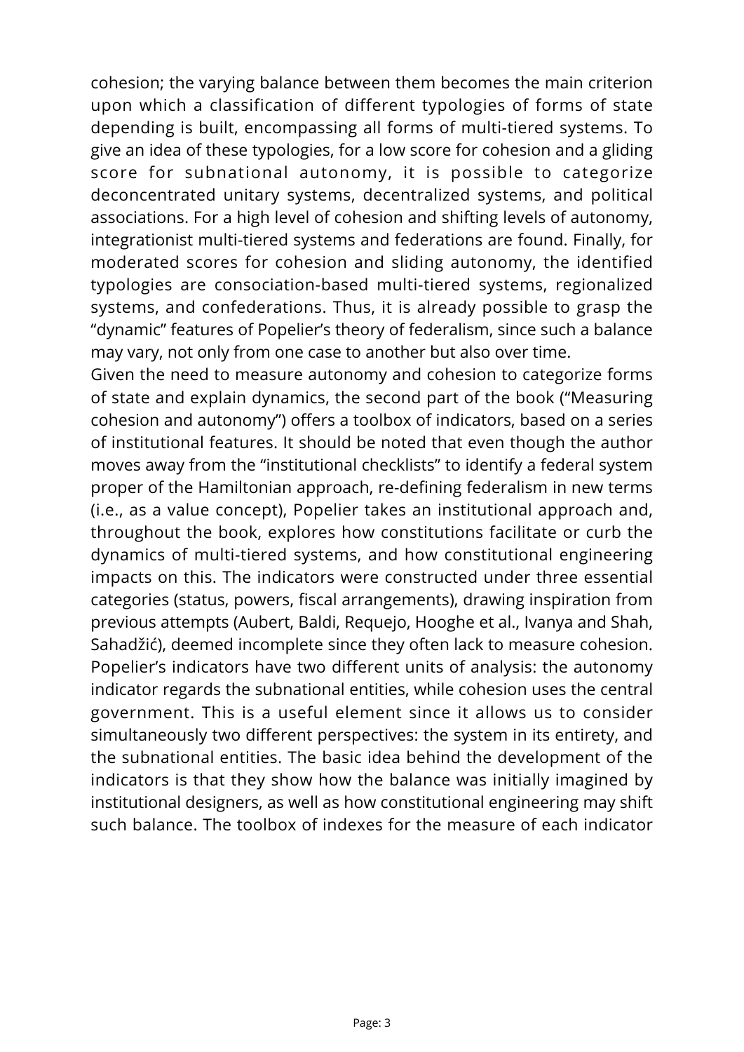cohesion; the varying balance between them becomes the main criterion upon which a classification of different typologies of forms of state depending is built, encompassing all forms of multi-tiered systems. To give an idea of these typologies, for a low score for cohesion and a gliding score for subnational autonomy, it is possible to categorize deconcentrated unitary systems, decentralized systems, and political associations. For a high level of cohesion and shifting levels of autonomy, integrationist multi-tiered systems and federations are found. Finally, for moderated scores for cohesion and sliding autonomy, the identified typologies are consociation-based multi-tiered systems, regionalized systems, and confederations. Thus, it is already possible to grasp the "dynamic" features of Popelier's theory of federalism, since such a balance may vary, not only from one case to another but also over time.

Given the need to measure autonomy and cohesion to categorize forms of state and explain dynamics, the second part of the book ("Measuring cohesion and autonomy") offers a toolbox of indicators, based on a series of institutional features. It should be noted that even though the author moves away from the "institutional checklists" to identify a federal system proper of the Hamiltonian approach, re-defining federalism in new terms (i.e., as a value concept), Popelier takes an institutional approach and, throughout the book, explores how constitutions facilitate or curb the dynamics of multi-tiered systems, and how constitutional engineering impacts on this. The indicators were constructed under three essential categories (status, powers, fiscal arrangements), drawing inspiration from previous attempts (Aubert, Baldi, Requejo, Hooghe et al., Ivanya and Shah, Sahadžić), deemed incomplete since they often lack to measure cohesion. Popelier's indicators have two different units of analysis: the autonomy indicator regards the subnational entities, while cohesion uses the central government. This is a useful element since it allows us to consider simultaneously two different perspectives: the system in its entirety, and the subnational entities. The basic idea behind the development of the indicators is that they show how the balance was initially imagined by institutional designers, as well as how constitutional engineering may shift such balance. The toolbox of indexes for the measure of each indicator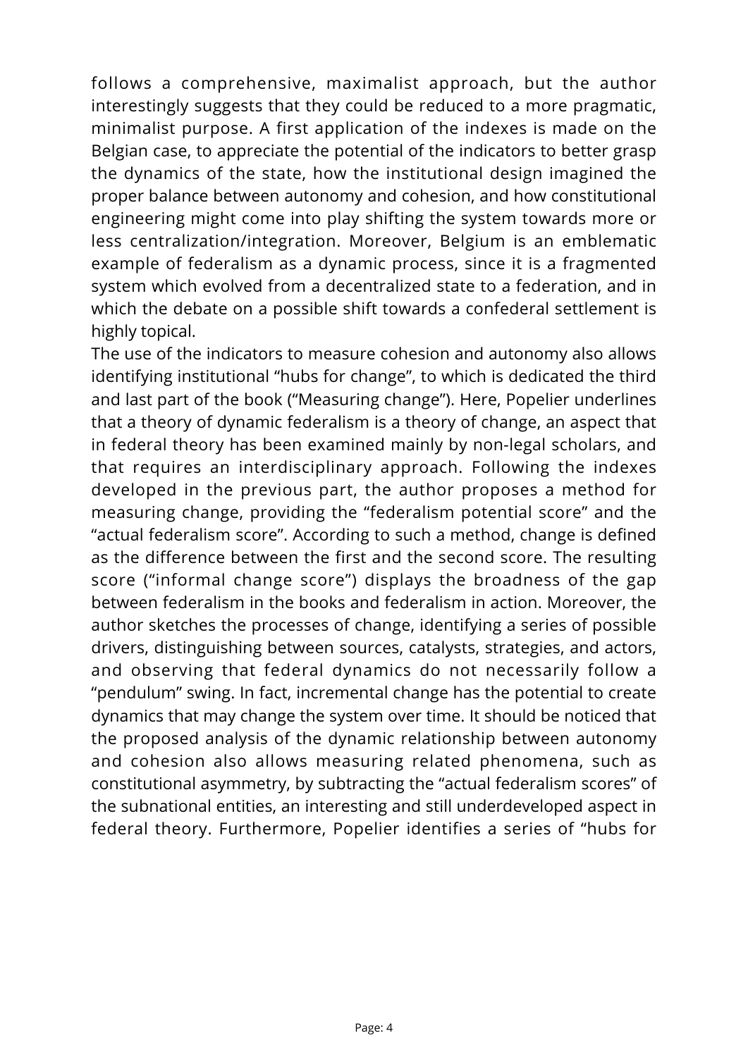follows a comprehensive, maximalist approach, but the author interestingly suggests that they could be reduced to a more pragmatic, minimalist purpose. A first application of the indexes is made on the Belgian case, to appreciate the potential of the indicators to better grasp the dynamics of the state, how the institutional design imagined the proper balance between autonomy and cohesion, and how constitutional engineering might come into play shifting the system towards more or less centralization/integration. Moreover, Belgium is an emblematic example of federalism as a dynamic process, since it is a fragmented system which evolved from a decentralized state to a federation, and in which the debate on a possible shift towards a confederal settlement is highly topical.

The use of the indicators to measure cohesion and autonomy also allows identifying institutional "hubs for change", to which is dedicated the third and last part of the book ("Measuring change"). Here, Popelier underlines that a theory of dynamic federalism is a theory of change, an aspect that in federal theory has been examined mainly by non-legal scholars, and that requires an interdisciplinary approach. Following the indexes developed in the previous part, the author proposes a method for measuring change, providing the "federalism potential score" and the "actual federalism score". According to such a method, change is defined as the difference between the first and the second score. The resulting score ("informal change score") displays the broadness of the gap between federalism in the books and federalism in action. Moreover, the author sketches the processes of change, identifying a series of possible drivers, distinguishing between sources, catalysts, strategies, and actors, and observing that federal dynamics do not necessarily follow a "pendulum" swing. In fact, incremental change has the potential to create dynamics that may change the system over time. It should be noticed that the proposed analysis of the dynamic relationship between autonomy and cohesion also allows measuring related phenomena, such as constitutional asymmetry, by subtracting the "actual federalism scores" of the subnational entities, an interesting and still underdeveloped aspect in federal theory. Furthermore, Popelier identifies a series of "hubs for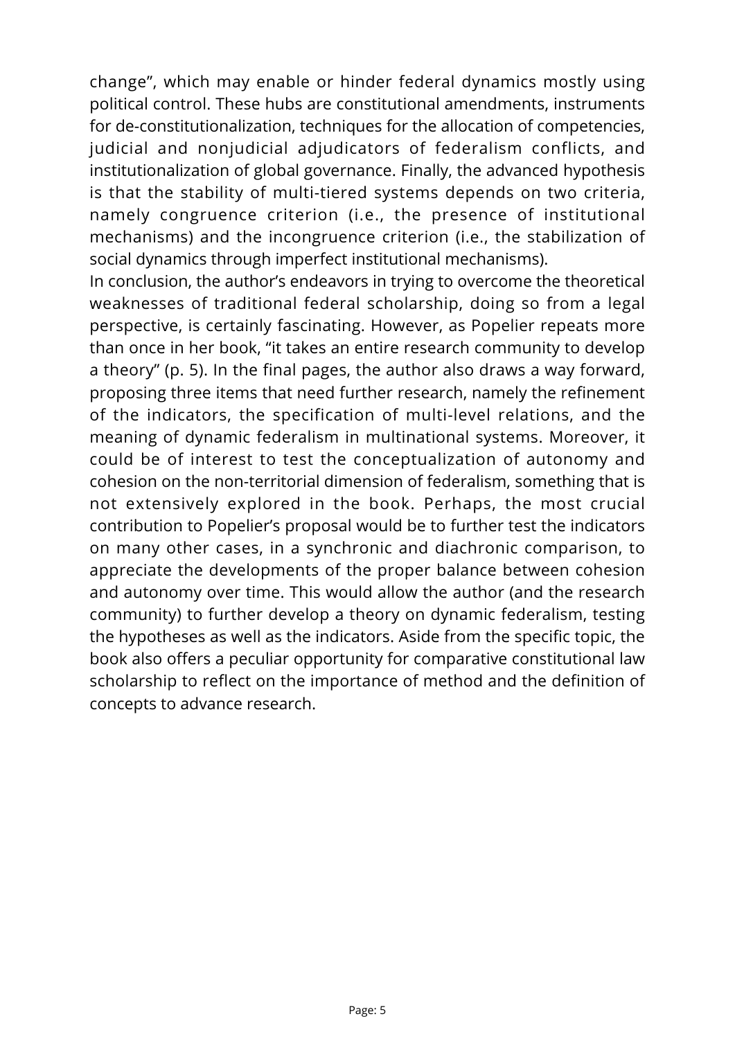change", which may enable or hinder federal dynamics mostly using political control. These hubs are constitutional amendments, instruments for de-constitutionalization, techniques for the allocation of competencies, judicial and nonjudicial adjudicators of federalism conflicts, and institutionalization of global governance. Finally, the advanced hypothesis is that the stability of multi-tiered systems depends on two criteria, namely congruence criterion (i.e., the presence of institutional mechanisms) and the incongruence criterion (i.e., the stabilization of social dynamics through imperfect institutional mechanisms).

In conclusion, the author's endeavors in trying to overcome the theoretical weaknesses of traditional federal scholarship, doing so from a legal perspective, is certainly fascinating. However, as Popelier repeats more than once in her book, "it takes an entire research community to develop a theory" (p. 5). In the final pages, the author also draws a way forward, proposing three items that need further research, namely the refinement of the indicators, the specification of multi-level relations, and the meaning of dynamic federalism in multinational systems. Moreover, it could be of interest to test the conceptualization of autonomy and cohesion on the non-territorial dimension of federalism, something that is not extensively explored in the book. Perhaps, the most crucial contribution to Popelier's proposal would be to further test the indicators on many other cases, in a synchronic and diachronic comparison, to appreciate the developments of the proper balance between cohesion and autonomy over time. This would allow the author (and the research community) to further develop a theory on dynamic federalism, testing the hypotheses as well as the indicators. Aside from the specific topic, the book also offers a peculiar opportunity for comparative constitutional law scholarship to reflect on the importance of method and the definition of concepts to advance research.